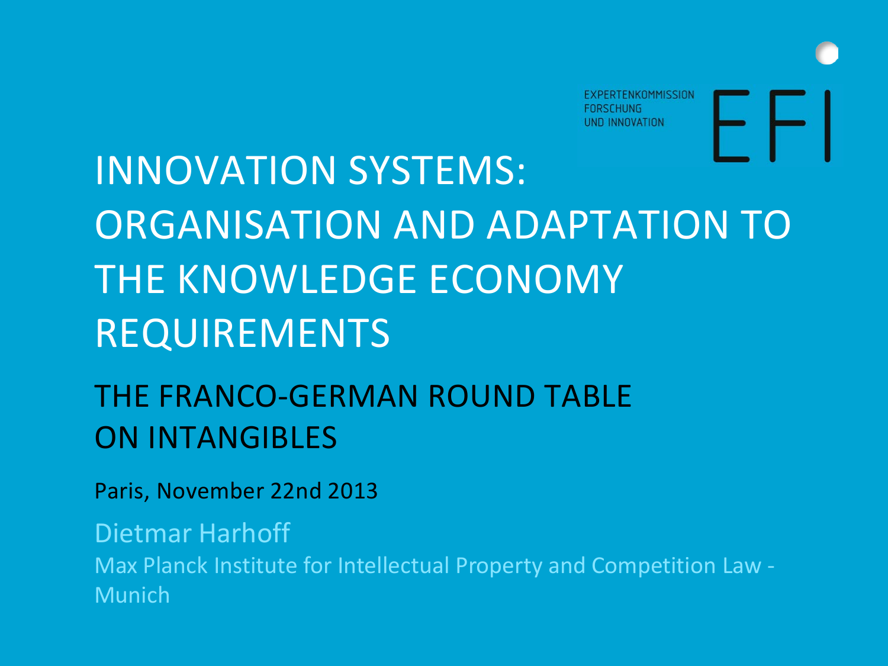EXPERTENKOMMISSION FORSCHUNG UND INNOVATION

EFI

# INNOVATION SYSTEMS: ORGANISATION AND ADAPTATION TO THE KNOWLEDGE ECONOMY REQUIREMENTS

## THE FRANCO-GERMAN ROUND TABLE ON INTANGIBLES

Paris, November 22nd 2013

Dietmar Harhoff

Max Planck Institute for Intellectual Property and Competition Law - Munich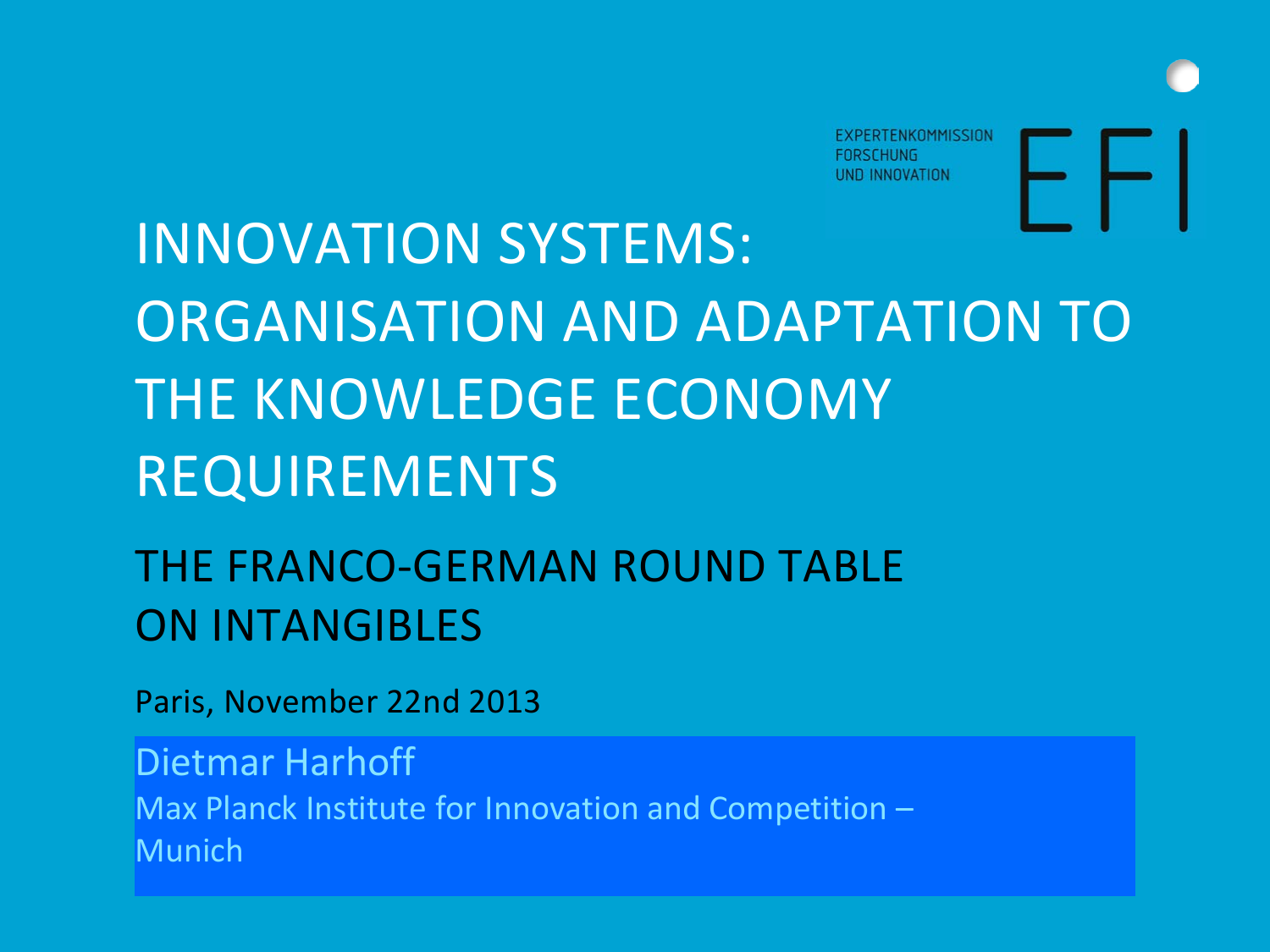EXPERTENKOMMISSION
FORSCHUNG
UND INNOVATION

EFI

# INNOVATION SYSTEMS: ORGANISATION AND ADAPTATION TO THE KNOWLEDGE ECONOMY REQUIREMENTS

## THE FRANCO-GERMAN ROUND TABLE ON INTANGIBLES

Paris, November 22nd 2013

Dietmar Harhoff

Max Planck Institute for Innovation and Competition – Munich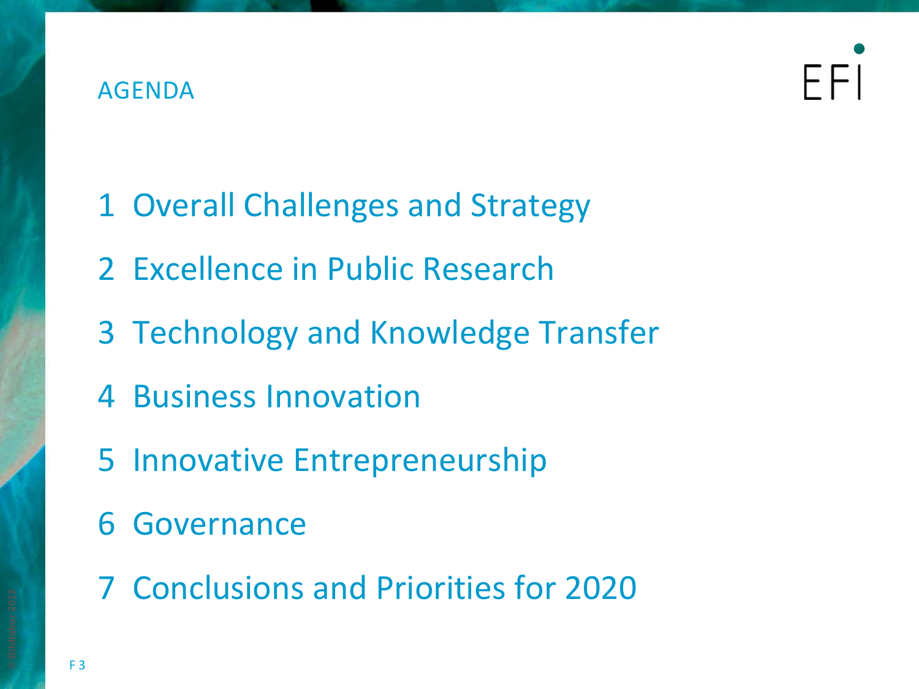## AGENDA

1 Overall Challenges and Strategy

2 Excellence in Public Research

3 Technology and Knowledge Transfer

4 Business Innovation

5 Innovative Entrepreneurship

6 Governance

7 Conclusions and Priorities for 2020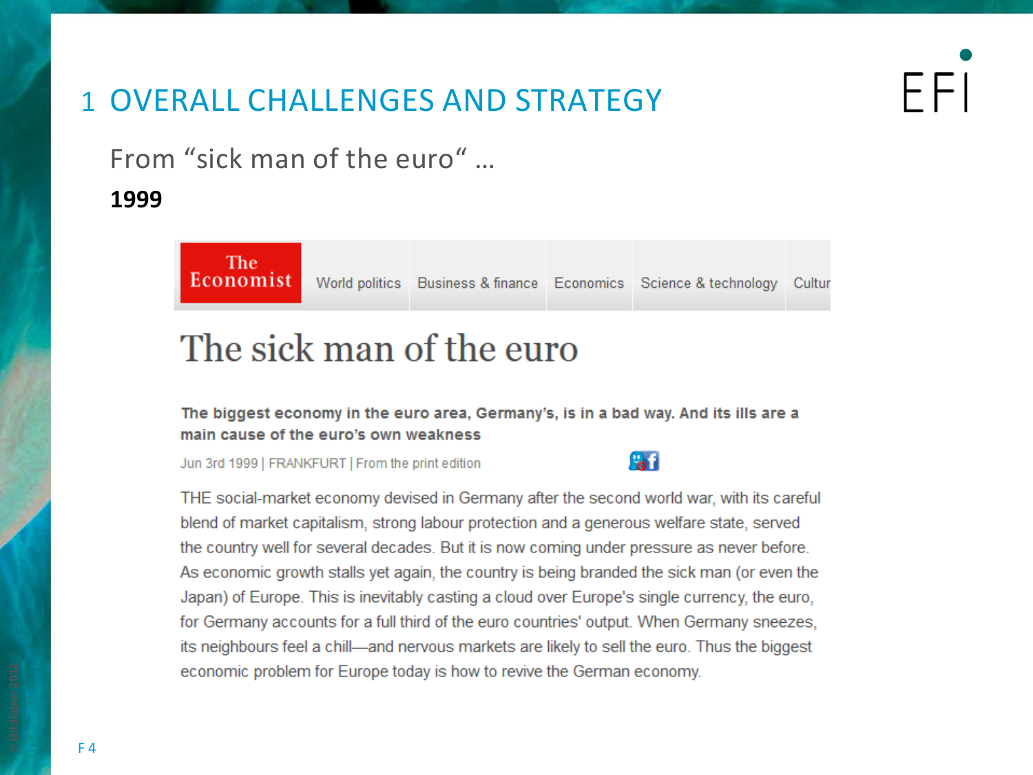# 1 OVERALL CHALLENGES AND STRATEGY

From “sick man of the euro“ …

**1999**

The Economist | World politics | Business & finance | Economics | Science & technology | Cultur

## The sick man of the euro

**The biggest economy in the euro area, Germany's, is in a bad way. And its ills are a main cause of the euro's own weakness**

Jun 3rd 1999 | FRANKFURT | From the print edition

THE social-market economy devised in Germany after the second world war, with its careful blend of market capitalism, strong labour protection and a generous welfare state, served the country well for several decades. But it is now coming under pressure as never before. As economic growth stalls yet again, the country is being branded the sick man (or even the Japan) of Europe. This is inevitably casting a cloud over Europe's single currency, the euro, for Germany accounts for a full third of the euro countries' output. When Germany sneezes, its neighbours feel a chill—and nervous markets are likely to sell the euro. Thus the biggest economic problem for Europe today is how to revive the German economy.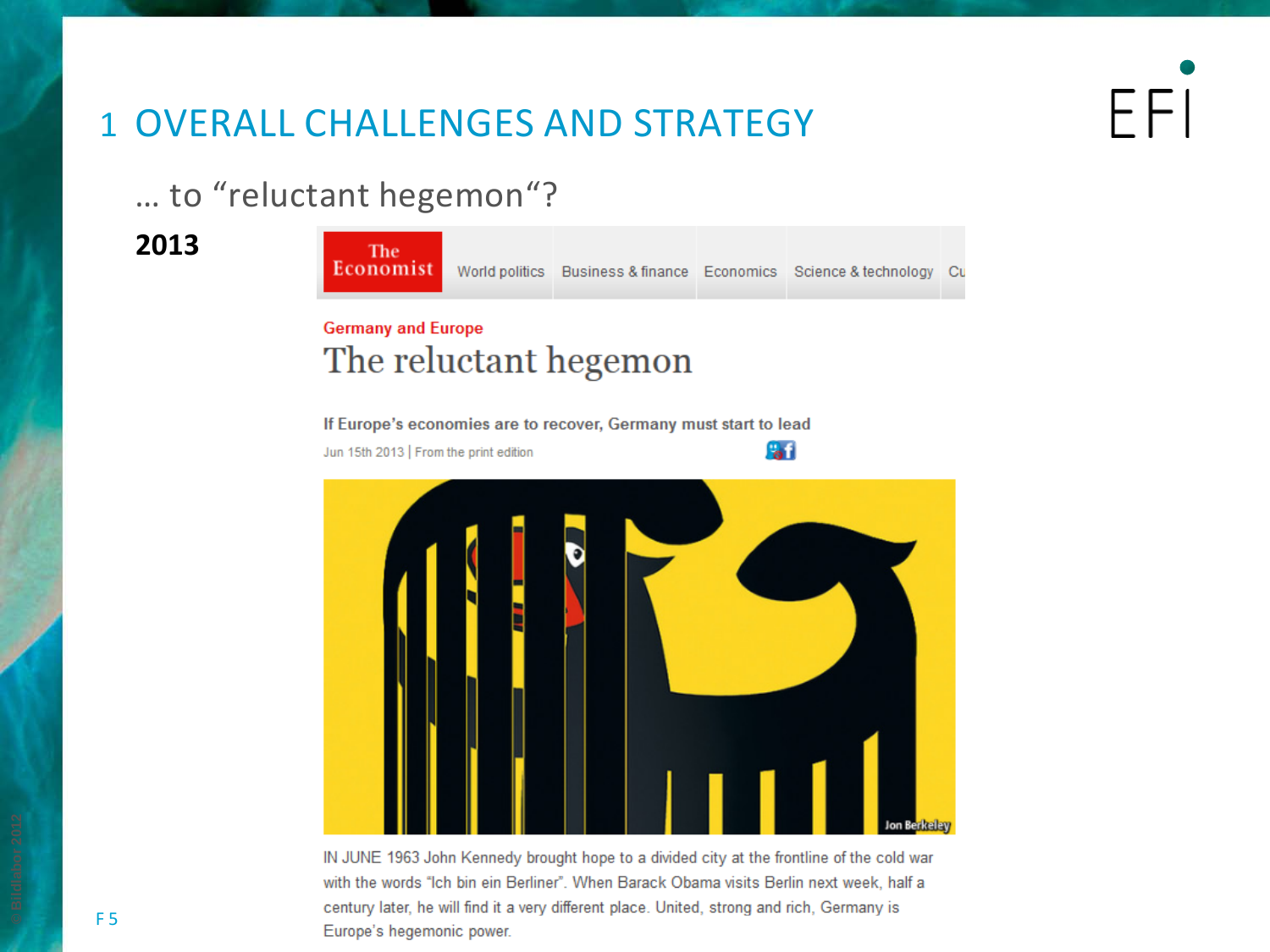# 1 OVERALL CHALLENGES AND STRATEGY

… to “reluctant hegemon“?

**2013**

The Economist | World politics | Business & finance | Economics | Science & technology | Cu

Germany and Europe

## The reluctant hegemon

**If Europe’s economies are to recover, Germany must start to lead**

Jun 15th 2013 | From the print edition

Jon Berkeley

IN JUNE 1963 John Kennedy brought hope to a divided city at the frontline of the cold war with the words “Ich bin ein Berliner”. When Barack Obama visits Berlin next week, half a century later, he will find it a very different place. United, strong and rich, Germany is Europe’s hegemonic power.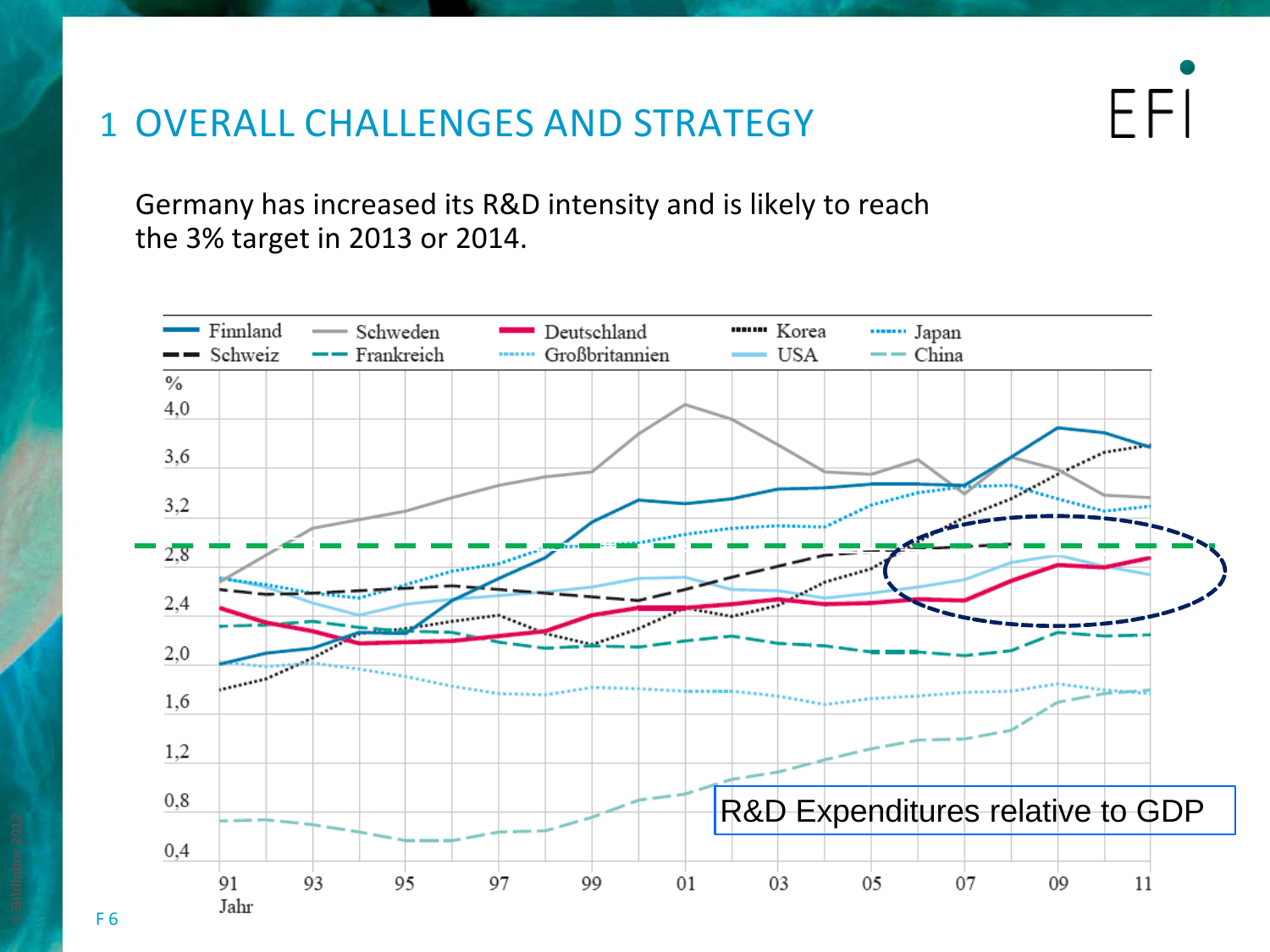# 1 OVERALL CHALLENGES AND STRATEGY

EFI

Germany has increased its R&D intensity and is likely to reach the 3% target in 2013 or 2014.

Finnland
Schweiz
Schweden
Frankreich
Deutschland
Großbritannien
Korea
USA
Japan
China

%
4,0
3,6
3,2
2,8
2,4
2,0
1,6
1,2
0,8
0,4

91
93
95
97
99
01
03
05
07
09
11
Jahr

R&D Expenditures relative to GDP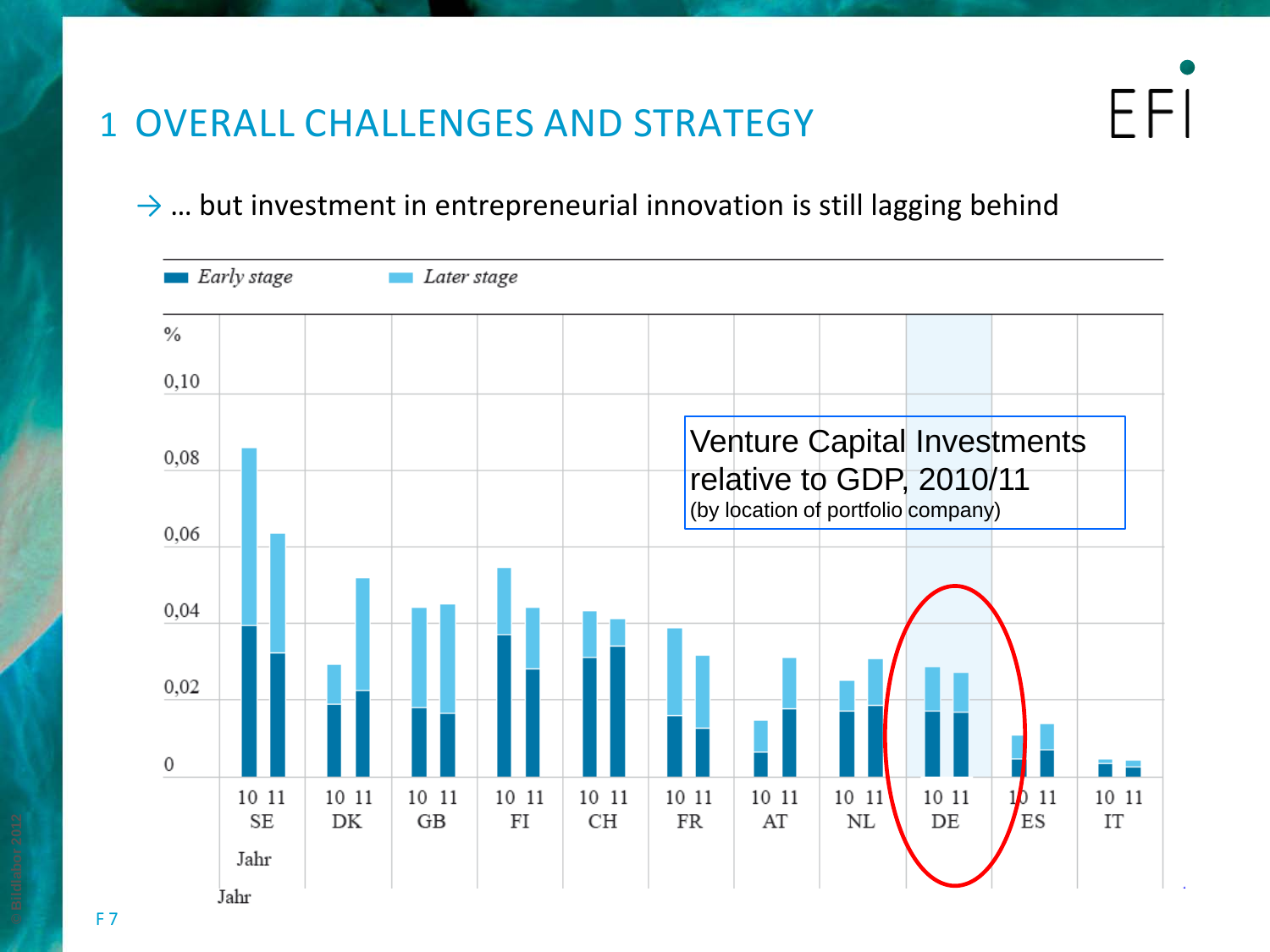# 1 OVERALL CHALLENGES AND STRATEGY

→ … but investment in entrepreneurial innovation is still lagging behind

Early stage
Later stage

%
0,10
0,08
0,06
0,04
0,02
0

10 11 SE
10 11 DK
10 11 GB
10 11 FI
10 11 CH
10 11 FR
10 11 AT
10 11 NL
10 11 DE
10 11 ES
10 11 IT

Jahr

Jahr

Venture Capital Investments relative to GDP, 2010/11
(by location of portfolio company)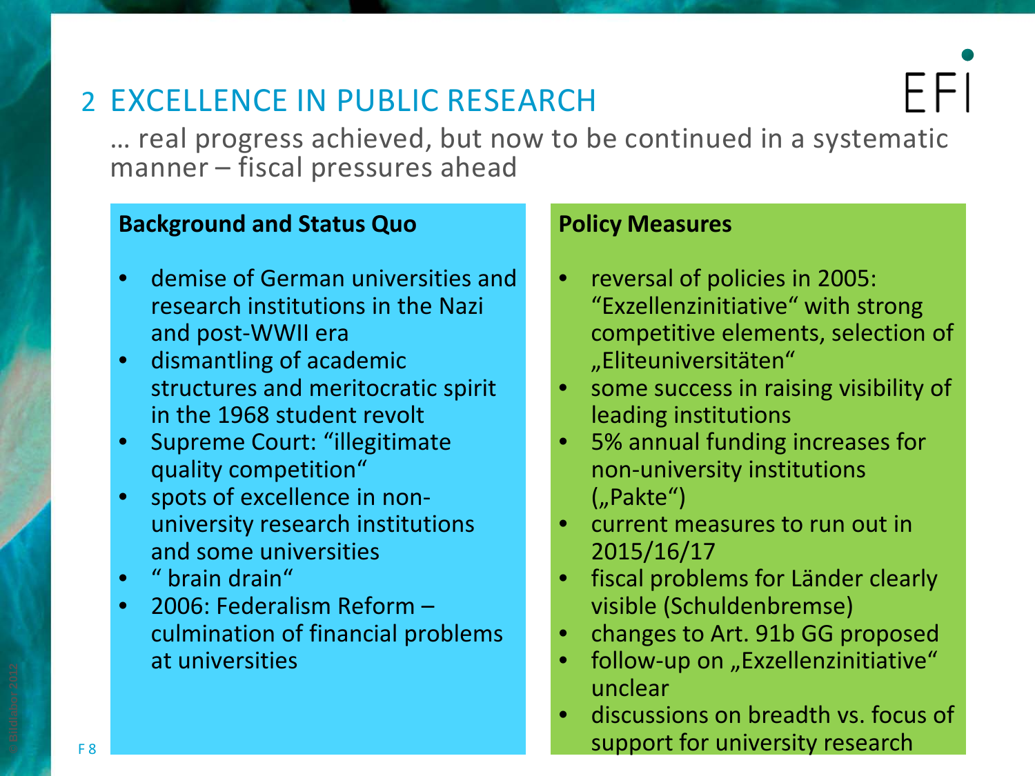# 2 EXCELLENCE IN PUBLIC RESEARCH

… real progress achieved, but now to be continued in a systematic manner – fiscal pressures ahead

**Background and Status Quo**

- demise of German universities and research institutions in the Nazi and post-WWII era
- dismantling of academic structures and meritocratic spirit in the 1968 student revolt
- Supreme Court: “illegitimate quality competition“
- spots of excellence in non-university research institutions and some universities
- “ brain drain“
- 2006: Federalism Reform – culmination of financial problems at universities

**Policy Measures**

- reversal of policies in 2005: “Exzellenzinitiative“ with strong competitive elements, selection of „Eliteuniversitäten“
- some success in raising visibility of leading institutions
- 5% annual funding increases for non-university institutions („Pakte“)
- current measures to run out in 2015/16/17
- fiscal problems for Länder clearly visible (Schuldenbremse)
- changes to Art. 91b GG proposed
- follow-up on „Exzellenzinitiative“ unclear
- discussions on breadth vs. focus of support for university research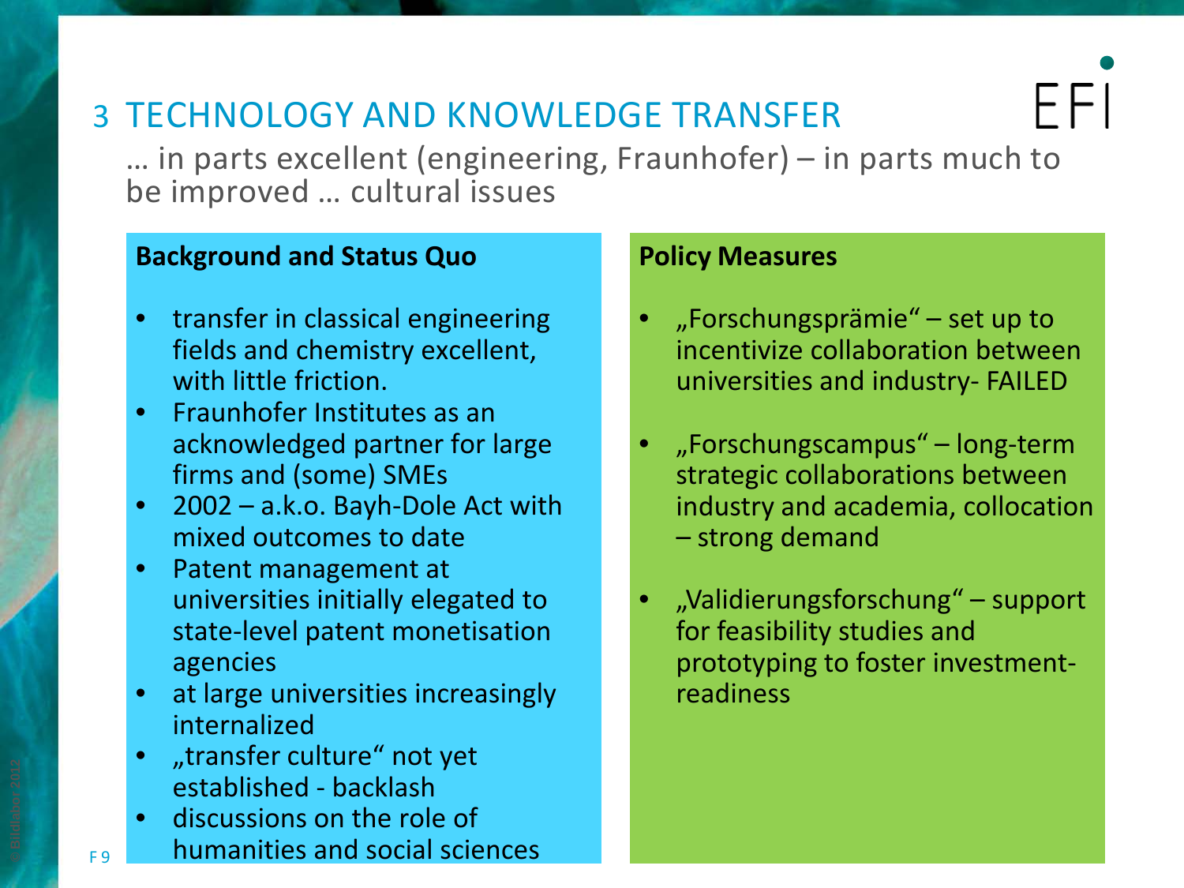# 3 TECHNOLOGY AND KNOWLEDGE TRANSFER

… in parts excellent (engineering, Fraunhofer) – in parts much to be improved … cultural issues

**Background and Status Quo**

- transfer in classical engineering fields and chemistry excellent, with little friction.
- Fraunhofer Institutes as an acknowledged partner for large firms and (some) SMEs
- 2002 – a.k.o. Bayh-Dole Act with mixed outcomes to date
- Patent management at universities initially elegated to state-level patent monetisation agencies
- at large universities increasingly internalized
- „transfer culture" not yet established - backlash
- discussions on the role of humanities and social sciences

**Policy Measures**

- „Forschungsprämie" – set up to incentivize collaboration between universities and industry- FAILED
- „Forschungscampus" – long-term strategic collaborations between industry and academia, collocation – strong demand
- „Validierungsforschung" – support for feasibility studies and prototyping to foster investment-readiness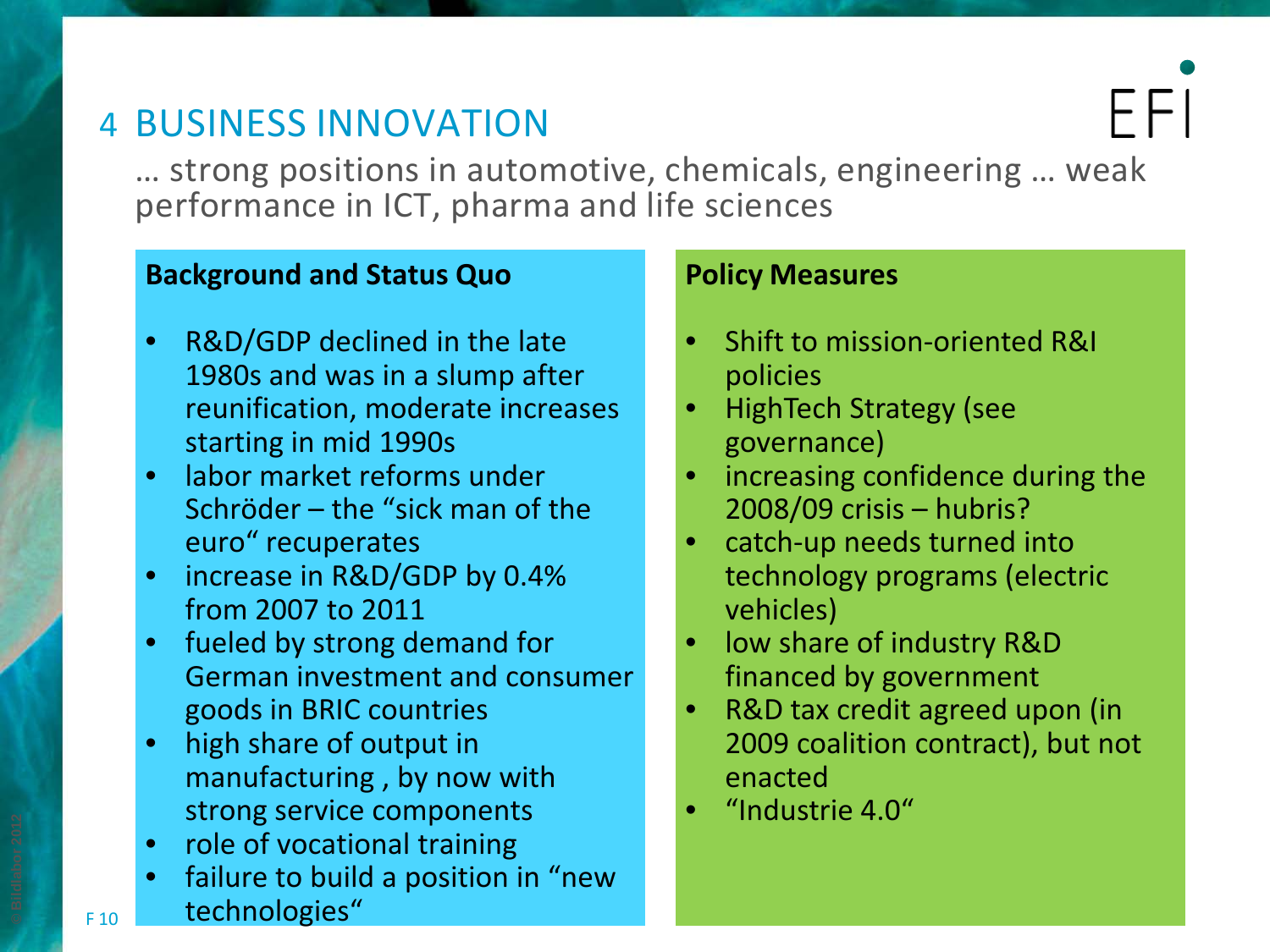# 4 BUSINESS INNOVATION

… strong positions in automotive, chemicals, engineering … weak performance in ICT, pharma and life sciences

**Background and Status Quo**

- R&D/GDP declined in the late 1980s and was in a slump after reunification, moderate increases starting in mid 1990s
- labor market reforms under Schröder – the "sick man of the euro" recuperates
- increase in R&D/GDP by 0.4% from 2007 to 2011
- fueled by strong demand for German investment and consumer goods in BRIC countries
- high share of output in manufacturing , by now with strong service components
- role of vocational training
- failure to build a position in "new technologies"

**Policy Measures**

- Shift to mission-oriented R&I policies
- HighTech Strategy (see governance)
- increasing confidence during the 2008/09 crisis – hubris?
- catch-up needs turned into technology programs (electric vehicles)
- low share of industry R&D financed by government
- R&D tax credit agreed upon (in 2009 coalition contract), but not enacted
- "Industrie 4.0"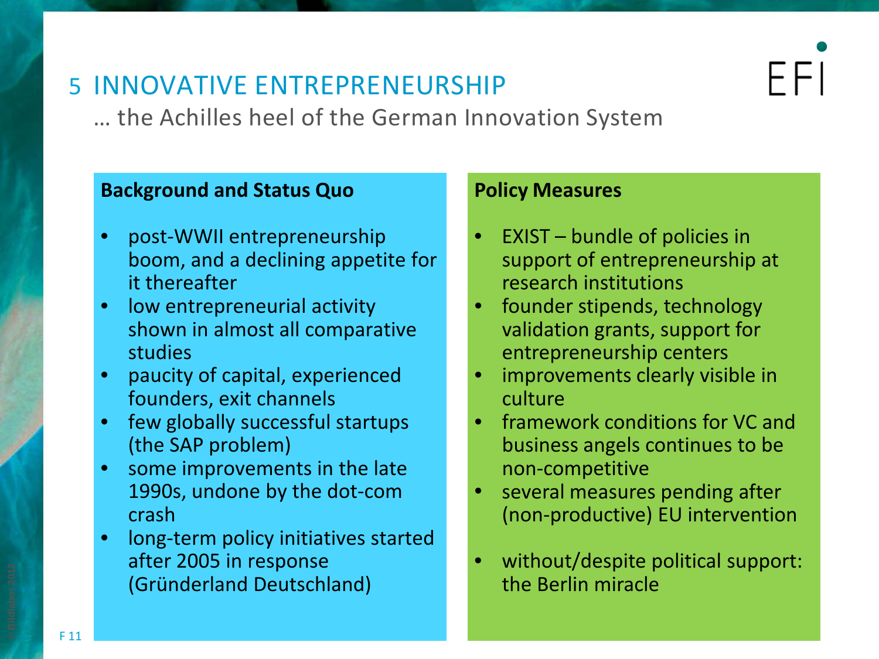# 5 INNOVATIVE ENTREPRENEURSHIP

… the Achilles heel of the German Innovation System

**Background and Status Quo**

- post-WWII entrepreneurship boom, and a declining appetite for it thereafter
- low entrepreneurial activity shown in almost all comparative studies
- paucity of capital, experienced founders, exit channels
- few globally successful startups (the SAP problem)
- some improvements in the late 1990s, undone by the dot-com crash
- long-term policy initiatives started after 2005 in response (Gründerland Deutschland)

**Policy Measures**

- EXIST – bundle of policies in support of entrepreneurship at research institutions
- founder stipends, technology validation grants, support for entrepreneurship centers
- improvements clearly visible in culture
- framework conditions for VC and business angels continues to be non-competitive
- several measures pending after (non-productive) EU intervention
- without/despite political support: the Berlin miracle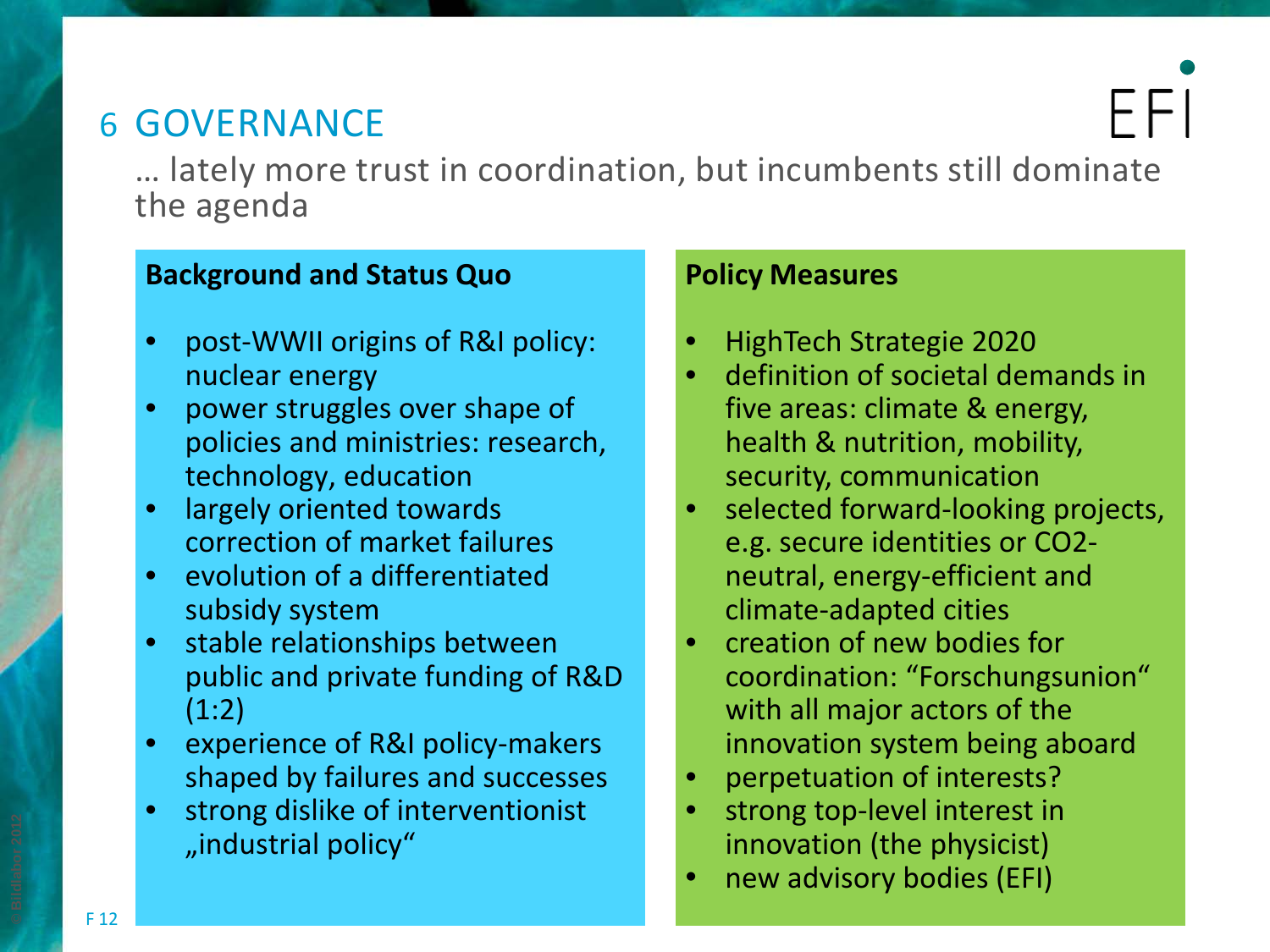# 6 GOVERNANCE

… lately more trust in coordination, but incumbents still dominate the agenda

### Background and Status Quo

- post-WWII origins of R&I policy: nuclear energy
- power struggles over shape of policies and ministries: research, technology, education
- largely oriented towards correction of market failures
- evolution of a differentiated subsidy system
- stable relationships between public and private funding of R&D (1:2)
- experience of R&I policy-makers shaped by failures and successes
- strong dislike of interventionist „industrial policy“

### Policy Measures

- HighTech Strategie 2020
- definition of societal demands in five areas: climate & energy, health & nutrition, mobility, security, communication
- selected forward-looking projects, e.g. secure identities or $CO_2$-neutral, energy-efficient and climate-adapted cities
- creation of new bodies for coordination: “Forschungsunion“ with all major actors of the innovation system being aboard
- perpetuation of interests?
- strong top-level interest in innovation (the physicist)
- new advisory bodies (EFI)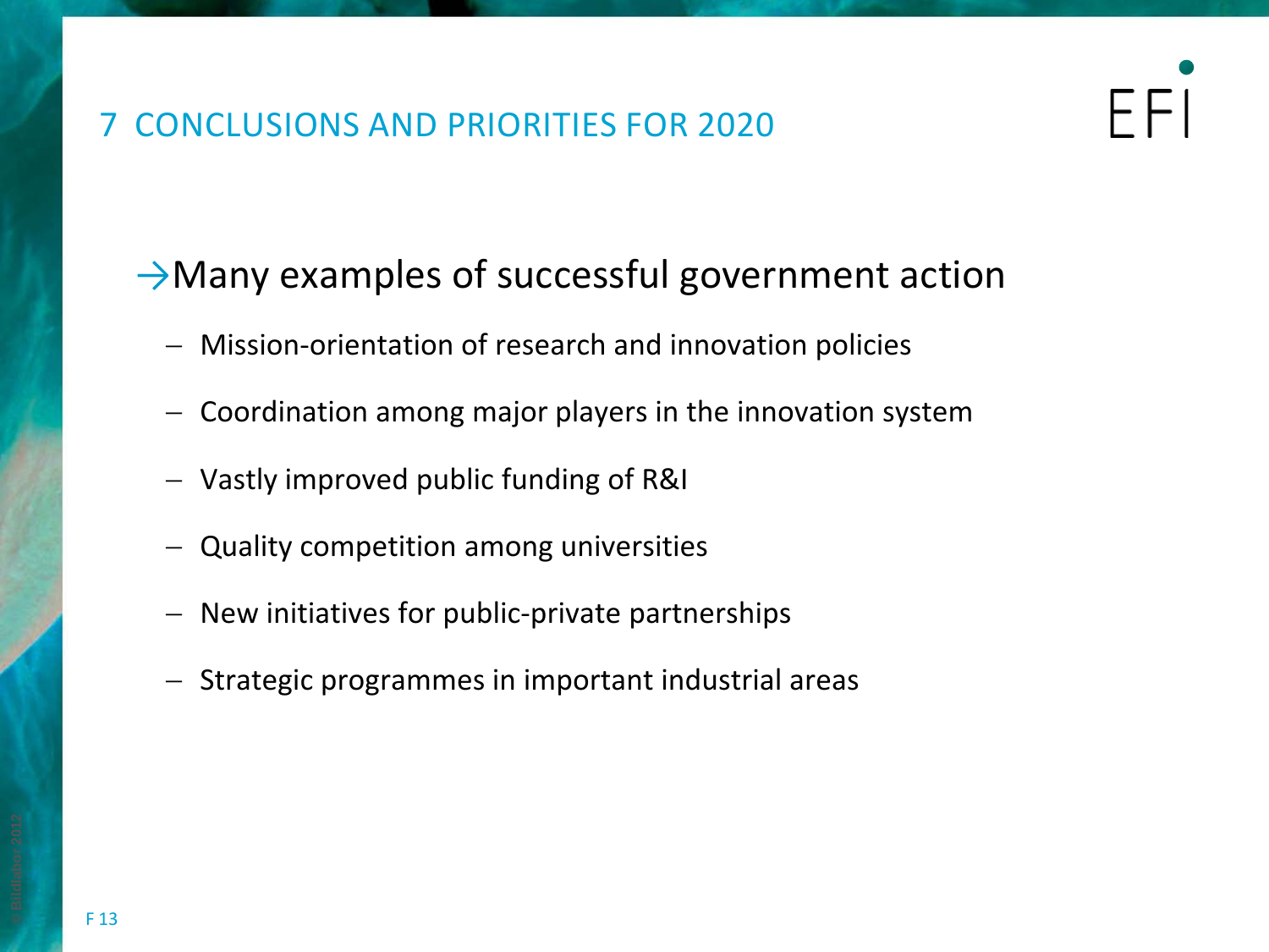## 7 CONCLUSIONS AND PRIORITIES FOR 2020

→Many examples of successful government action

- Mission-orientation of research and innovation policies
- Coordination among major players in the innovation system
- Vastly improved public funding of R&I
- Quality competition among universities
- New initiatives for public-private partnerships
- Strategic programmes in important industrial areas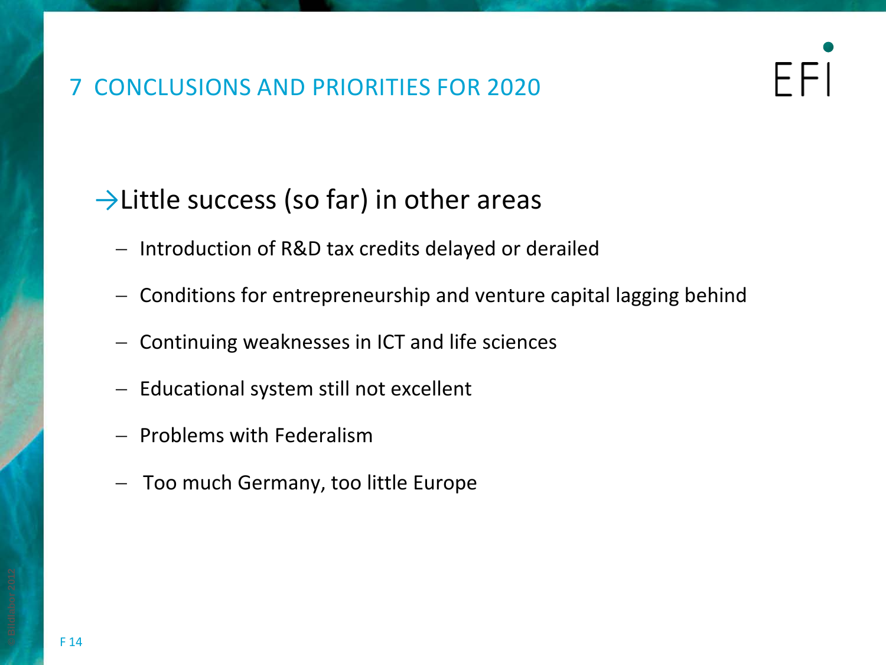# 7 CONCLUSIONS AND PRIORITIES FOR 2020

→Little success (so far) in other areas

- Introduction of R&D tax credits delayed or derailed
- Conditions for entrepreneurship and venture capital lagging behind
- Continuing weaknesses in ICT and life sciences
- Educational system still not excellent
- Problems with Federalism
- Too much Germany, too little Europe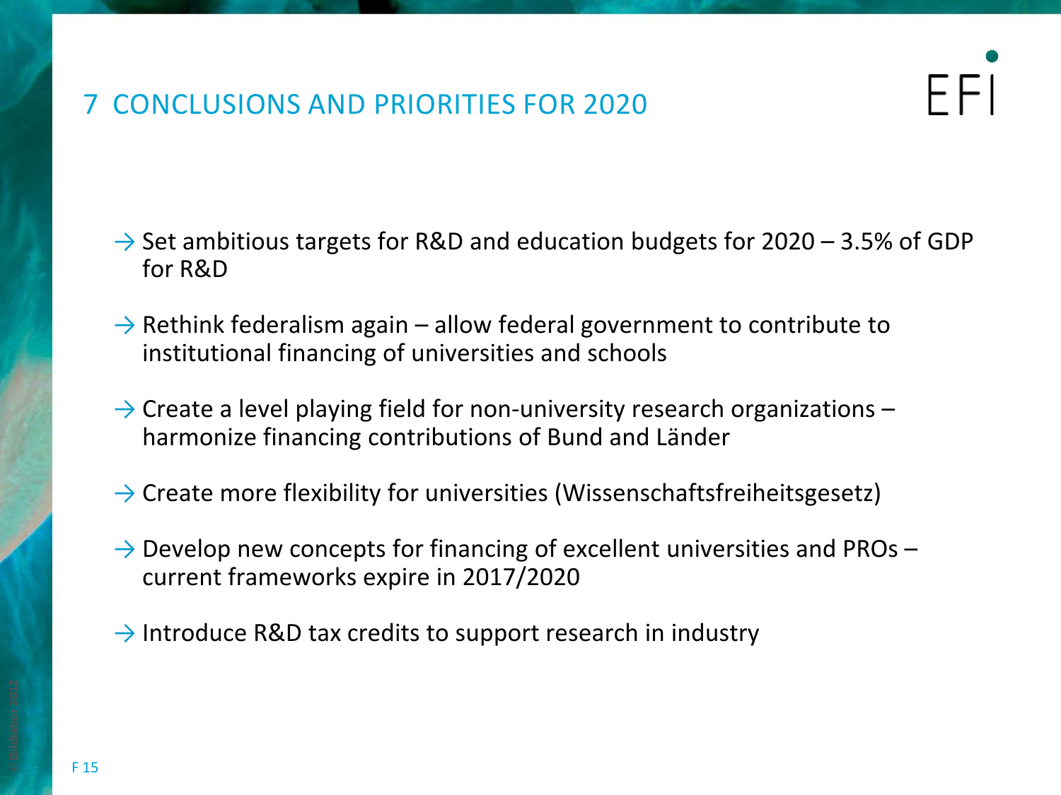# 7 CONCLUSIONS AND PRIORITIES FOR 2020

- → Set ambitious targets for R&D and education budgets for 2020 – 3.5% of GDP for R&D
- → Rethink federalism again – allow federal government to contribute to institutional financing of universities and schools
- → Create a level playing field for non-university research organizations – harmonize financing contributions of Bund and Länder
- → Create more flexibility for universities (Wissenschaftsfreiheitsgesetz)
- → Develop new concepts for financing of excellent universities and PROs – current frameworks expire in 2017/2020
- → Introduce R&D tax credits to support research in industry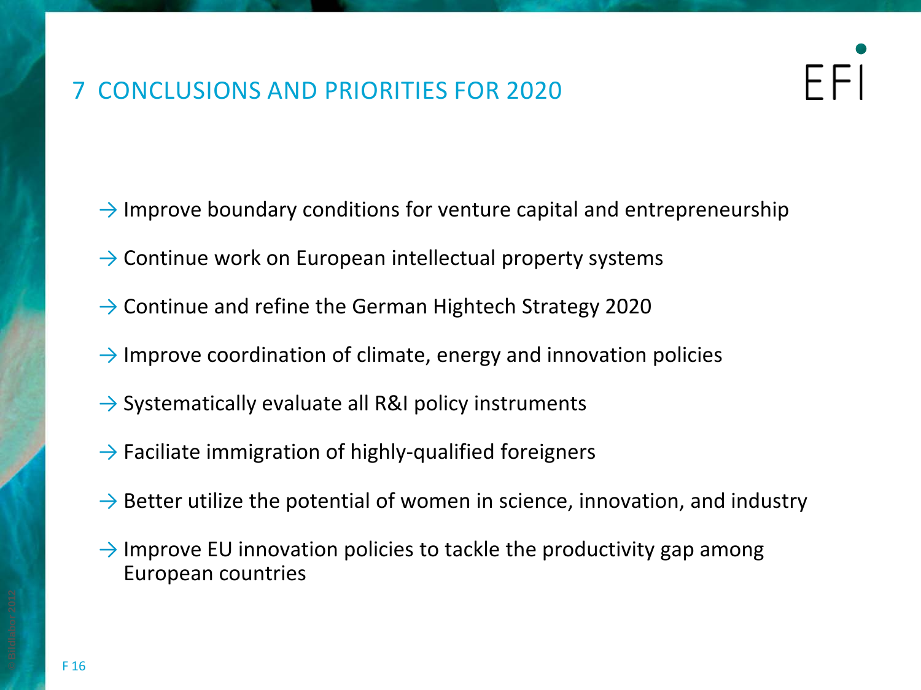# 7 CONCLUSIONS AND PRIORITIES FOR 2020

EFI

→ Improve boundary conditions for venture capital and entrepreneurship

→ Continue work on European intellectual property systems

→ Continue and refine the German Hightech Strategy 2020

→ Improve coordination of climate, energy and innovation policies

→ Systematically evaluate all R&I policy instruments

→ Faciliate immigration of highly-qualified foreigners

→ Better utilize the potential of women in science, innovation, and industry

→ Improve EU innovation policies to tackle the productivity gap among European countries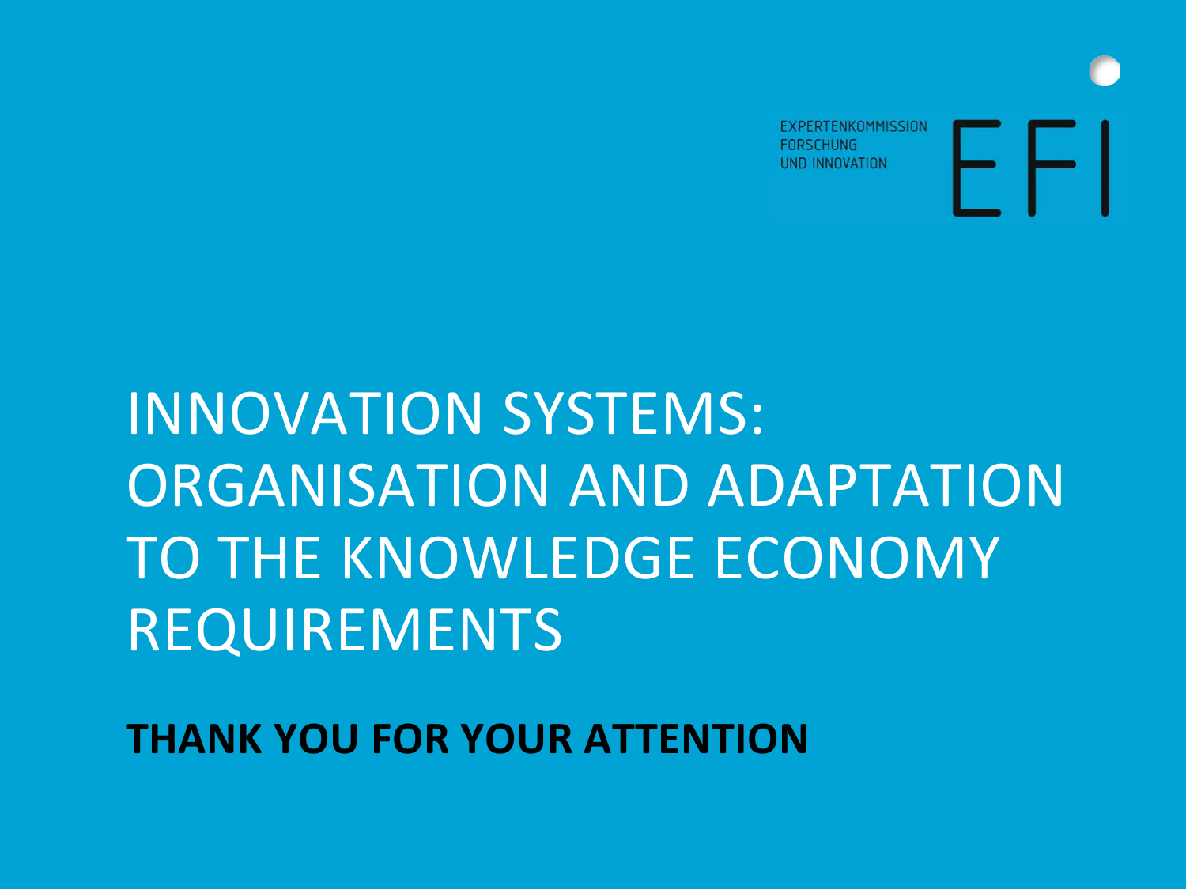EXPERTENKOMMISSION
FORSCHUNG
UND INNOVATION

EFI

# INNOVATION SYSTEMS: ORGANISATION AND ADAPTATION TO THE KNOWLEDGE ECONOMY REQUIREMENTS

**THANK YOU FOR YOUR ATTENTION**